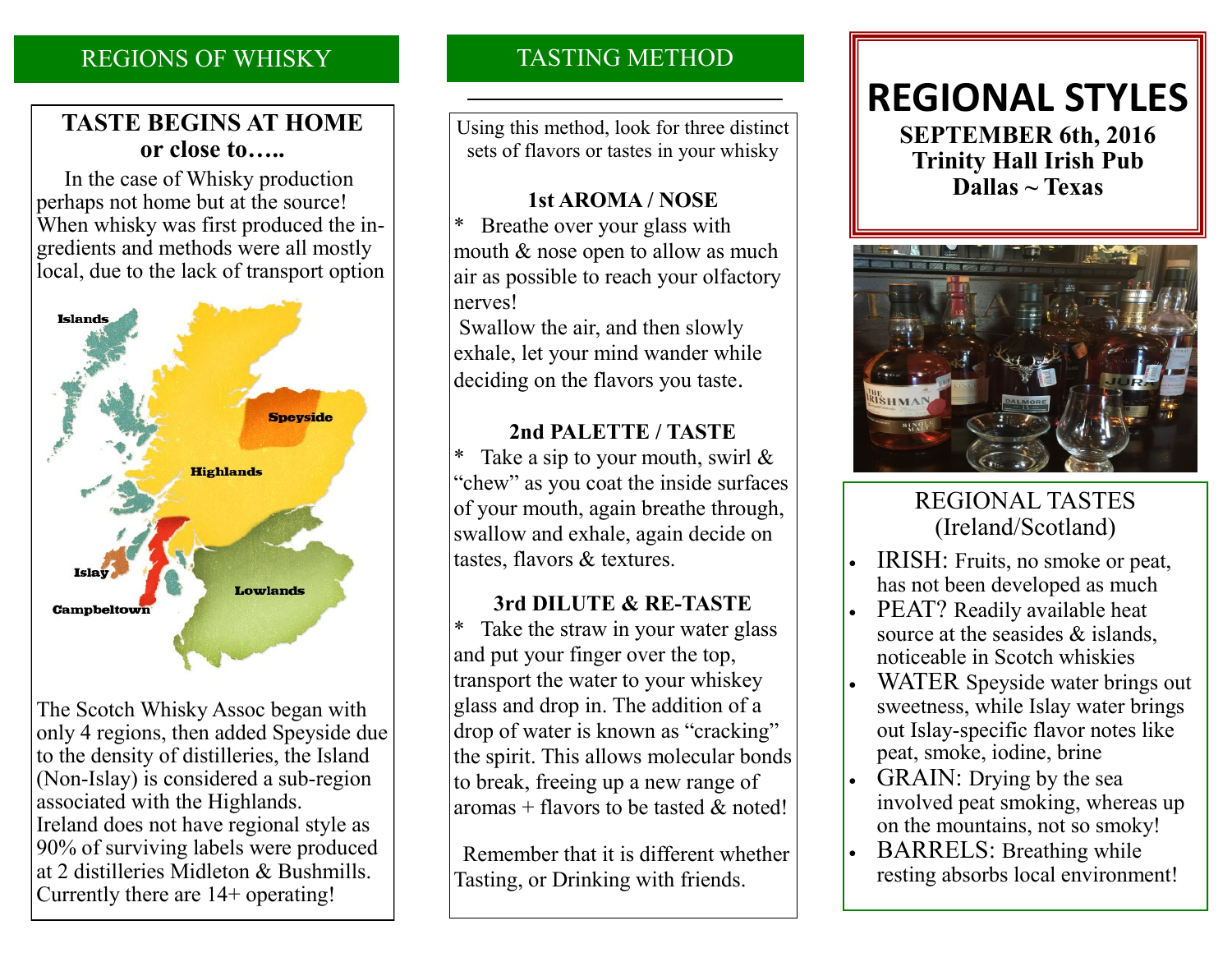## REGIONS OF WHISKY

### TASTE BEGINS AT HOME or close to…..

In the case of Whisky production perhaps not home but at the source! When whisky was first produced the ingredients and methods were all mostly local, due to the lack of transport option

Islands

Speyside

Highlands

Islay

Campbeltown

Lowlands

The Scotch Whisky Assoc began with only 4 regions, then added Speyside due to the density of distilleries, the Island (Non-Islay) is considered a sub-region associated with the Highlands. Ireland does not have regional style as 90% of surviving labels were produced at 2 distilleries Midleton & Bushmills. Currently there are 14+ operating!

## TASTING METHOD

Using this method, look for three distinct sets of flavors or tastes in your whisky

### 1st AROMA / NOSE

* Breathe over your glass with mouth & nose open to allow as much air as possible to reach your olfactory nerves!
Swallow the air, and then slowly exhale, let your mind wander while deciding on the flavors you taste.

### 2nd PALETTE / TASTE

* Take a sip to your mouth, swirl & "chew" as you coat the inside surfaces of your mouth, again breathe through, swallow and exhale, again decide on tastes, flavors & textures.

### 3rd DILUTE & RE-TASTE

* Take the straw in your water glass and put your finger over the top, transport the water to your whiskey glass and drop in. The addition of a drop of water is known as "cracking" the spirit. This allows molecular bonds to break, freeing up a new range of aromas + flavors to be tasted & noted!

Remember that it is different whether Tasting, or Drinking with friends.

# REGIONAL STYLES

**SEPTEMBER 6th, 2016**
**Trinity Hall Irish Pub**
**Dallas ~ Texas**

## REGIONAL TASTES (Ireland/Scotland)

- IRISH: Fruits, no smoke or peat, has not been developed as much
- PEAT? Readily available heat source at the seasides & islands, noticeable in Scotch whiskies
- WATER Speyside water brings out sweetness, while Islay water brings out Islay-specific flavor notes like peat, smoke, iodine, brine
- GRAIN: Drying by the sea involved peat smoking, whereas up on the mountains, not so smoky!
- BARRELS: Breathing while resting absorbs local environment!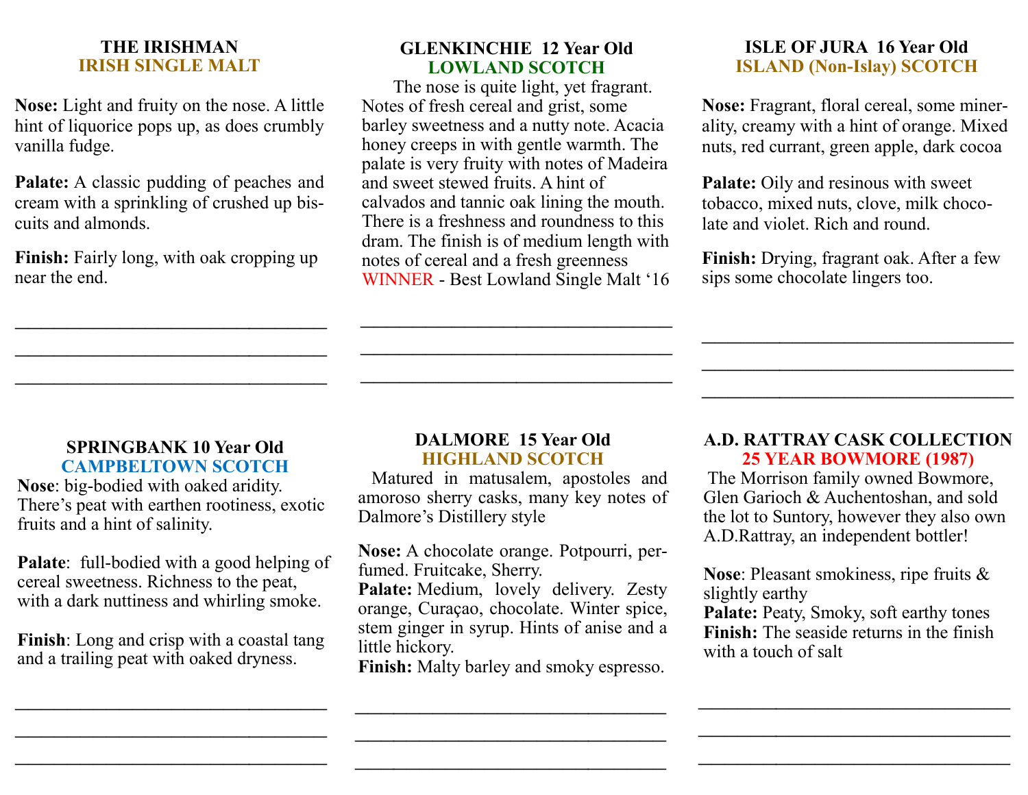## THE IRISHMAN

### IRISH SINGLE MALT

**Nose:** Light and fruity on the nose. A little hint of liquorice pops up, as does crumbly vanilla fudge.

**Palate:** A classic pudding of peaches and cream with a sprinkling of crushed up biscuits and almonds.

**Finish:** Fairly long, with oak cropping up near the end.

___________________________________

___________________________________

___________________________________

## GLENKINCHIE 12 Year Old

### LOWLAND SCOTCH

The nose is quite light, yet fragrant. Notes of fresh cereal and grist, some barley sweetness and a nutty note. Acacia honey creeps in with gentle warmth. The palate is very fruity with notes of Madeira and sweet stewed fruits. A hint of calvados and tannic oak lining the mouth. There is a freshness and roundness to this dram. The finish is of medium length with notes of cereal and a fresh greenness

WINNER - Best Lowland Single Malt '16

___________________________________

___________________________________

___________________________________

## ISLE OF JURA 16 Year Old

### ISLAND (Non-Islay) SCOTCH

**Nose:** Fragrant, floral cereal, some minerality, creamy with a hint of orange. Mixed nuts, red currant, green apple, dark cocoa

**Palate:** Oily and resinous with sweet tobacco, mixed nuts, clove, milk chocolate and violet. Rich and round.

**Finish:** Drying, fragrant oak. After a few sips some chocolate lingers too.

___________________________________

___________________________________

___________________________________

## SPRINGBANK 10 Year Old

### CAMPBELTOWN SCOTCH

**Nose**: big-bodied with oaked aridity. There's peat with earthen rootiness, exotic fruits and a hint of salinity.

**Palate**: full-bodied with a good helping of cereal sweetness. Richness to the peat, with a dark nuttiness and whirling smoke.

**Finish**: Long and crisp with a coastal tang and a trailing peat with oaked dryness.

___________________________________

___________________________________

___________________________________

## DALMORE 15 Year Old

### HIGHLAND SCOTCH

Matured in matusalem, apostoles and amoroso sherry casks, many key notes of Dalmore's Distillery style

**Nose:** A chocolate orange. Potpourri, perfumed. Fruitcake, Sherry.
**Palate:** Medium, lovely delivery. Zesty orange, Curaçao, chocolate. Winter spice, stem ginger in syrup. Hints of anise and a little hickory.
**Finish:** Malty barley and smoky espresso.

___________________________________

___________________________________

___________________________________

## A.D. RATTRAY CASK COLLECTION

### 25 YEAR BOWMORE (1987)

The Morrison family owned Bowmore, Glen Garioch & Auchentoshan, and sold the lot to Suntory, however they also own A.D.Rattray, an independent bottler!

**Nose**: Pleasant smokiness, ripe fruits & slightly earthy
**Palate:** Peaty, Smoky, soft earthy tones
**Finish:** The seaside returns in the finish with a touch of salt

___________________________________

___________________________________

___________________________________